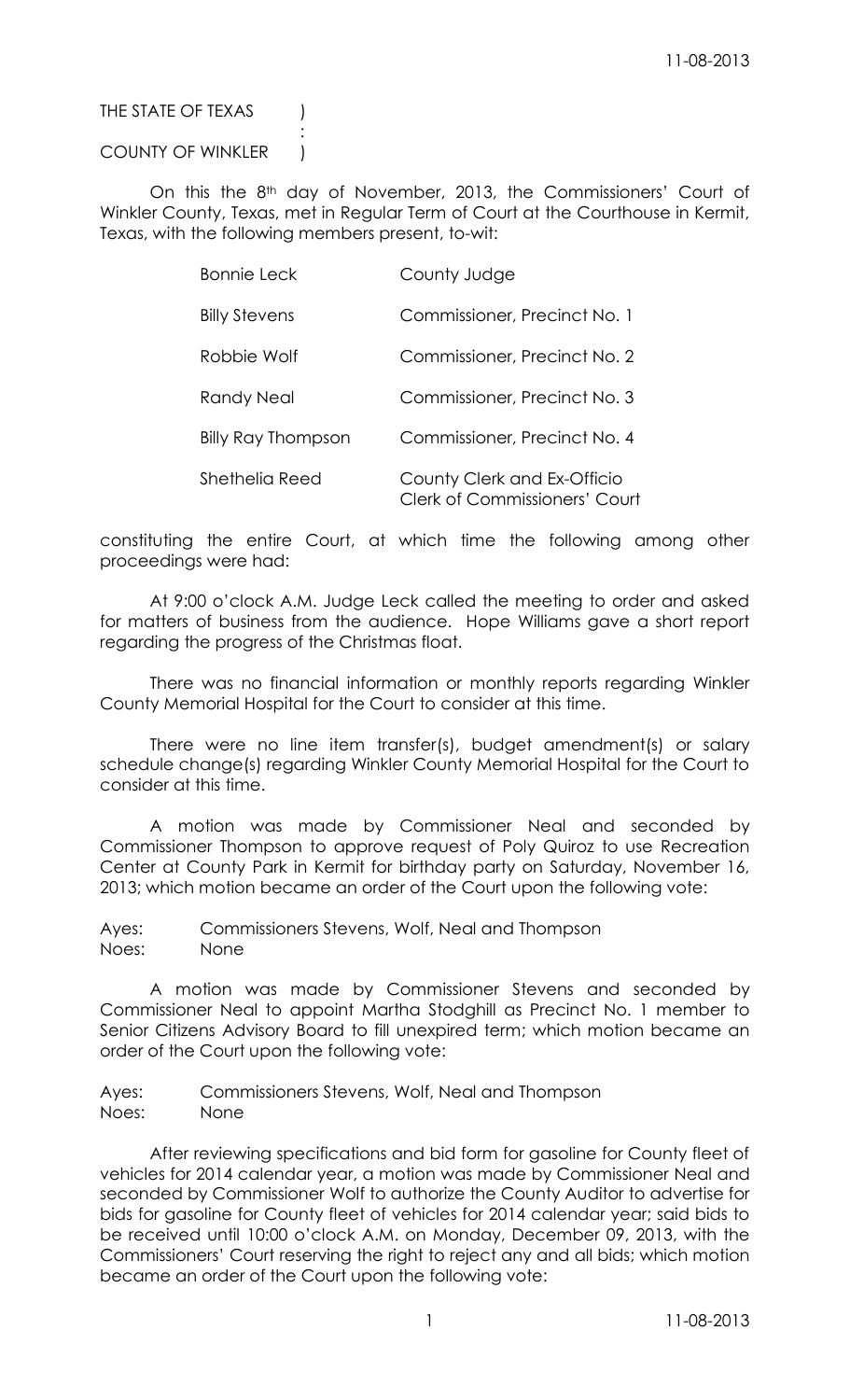THE STATE OF TEXAS )
:
COUNTY OF WINKLER )

On this the 8th day of November, 2013, the Commissioners' Court of Winkler County, Texas, met in Regular Term of Court at the Courthouse in Kermit, Texas, with the following members present, to-wit:

| | |
|---|---|
| Bonnie Leck | County Judge |
| Billy Stevens | Commissioner, Precinct No. 1 |
| Robbie Wolf | Commissioner, Precinct No. 2 |
| Randy Neal | Commissioner, Precinct No. 3 |
| Billy Ray Thompson | Commissioner, Precinct No. 4 |
| Shethelia Reed | County Clerk and Ex-Officio Clerk of Commissioners' Court |

constituting the entire Court, at which time the following among other proceedings were had:

At 9:00 o'clock A.M. Judge Leck called the meeting to order and asked for matters of business from the audience. Hope Williams gave a short report regarding the progress of the Christmas float.

There was no financial information or monthly reports regarding Winkler County Memorial Hospital for the Court to consider at this time.

There were no line item transfer(s), budget amendment(s) or salary schedule change(s) regarding Winkler County Memorial Hospital for the Court to consider at this time.

A motion was made by Commissioner Neal and seconded by Commissioner Thompson to approve request of Poly Quiroz to use Recreation Center at County Park in Kermit for birthday party on Saturday, November 16, 2013; which motion became an order of the Court upon the following vote:

Ayes: Commissioners Stevens, Wolf, Neal and Thompson
Noes: None

A motion was made by Commissioner Stevens and seconded by Commissioner Neal to appoint Martha Stodghill as Precinct No. 1 member to Senior Citizens Advisory Board to fill unexpired term; which motion became an order of the Court upon the following vote:

Ayes: Commissioners Stevens, Wolf, Neal and Thompson
Noes: None

After reviewing specifications and bid form for gasoline for County fleet of vehicles for 2014 calendar year, a motion was made by Commissioner Neal and seconded by Commissioner Wolf to authorize the County Auditor to advertise for bids for gasoline for County fleet of vehicles for 2014 calendar year; said bids to be received until 10:00 o'clock A.M. on Monday, December 09, 2013, with the Commissioners' Court reserving the right to reject any and all bids; which motion became an order of the Court upon the following vote: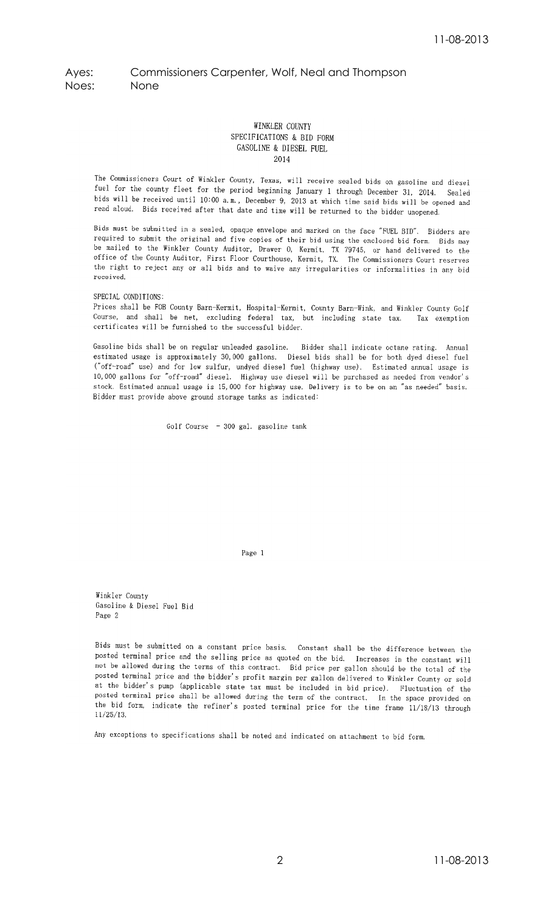Ayes: Commissioners Carpenter, Wolf, Neal and Thompson
Noes: None

WINKLER COUNTY
SPECIFICATIONS & BID FORM
GASOLINE & DIESEL FUEL
2014

The Commissioners Court of Winkler County, Texas, will receive sealed bids on gasoline and diesel fuel for the county fleet for the period beginning January 1 through December 31, 2014. Sealed bids will be received until 10:00 a.m., December 9, 2013 at which time said bids will be opened and read aloud. Bids received after that date and time will be returned to the bidder unopened.

Bids must be submitted in a sealed, opaque envelope and marked on the face "FUEL BID". Bidders are required to submit the original and five copies of their bid using the enclosed bid form. Bids may be mailed to the Winkler County Auditor, Drawer O, Kermit, TX 79745, or hand delivered to the office of the County Auditor, First Floor Courthouse, Kermit, TX. The Commissioners Court reserves the right to reject any or all bids and to waive any irregularities or informalities in any bid received.

SPECIAL CONDITIONS:
Prices shall be FOB County Barn-Kermit, Hospital-Kermit, County Barn-Wink, and Winkler County Golf Course, and shall be net, excluding federal tax, but including state tax. Tax exemption certificates will be furnished to the successful bidder.

Gasoline bids shall be on regular unleaded gasoline. Bidder shall indicate octane rating. Annual estimated usage is approximately 30,000 gallons. Diesel bids shall be for both dyed diesel fuel ("off-road" use) and for low sulfur, undyed diesel fuel (highway use). Estimated annual usage is 10,000 gallons for "off-road" diesel. Highway use diesel will be purchased as needed from vendor's stock. Estimated annual usage is 15,000 for highway use. Delivery is to be on an "as needed" basis. Bidder must provide above ground storage tanks as indicated:

Golf Course - 300 gal. gasoline tank

Winkler County
Gasoline & Diesel Fuel Bid
Page 2

Bids must be submitted on a constant price basis. Constant shall be the difference between the posted terminal price and the selling price as quoted on the bid. Increases in the constant will not be allowed during the terms of this contract. Bid price per gallon should be the total of the posted terminal price and the bidder's profit margin per gallon delivered to Winkler County or sold at the bidder's pump (applicable state tax must be included in bid price). Fluctuation of the posted terminal price shall be allowed during the term of the contract. In the space provided on the bid form, indicate the refiner's posted terminal price for the time frame 11/18/13 through 11/25/13.

Any exceptions to specifications shall be noted and indicated on attachment to bid form.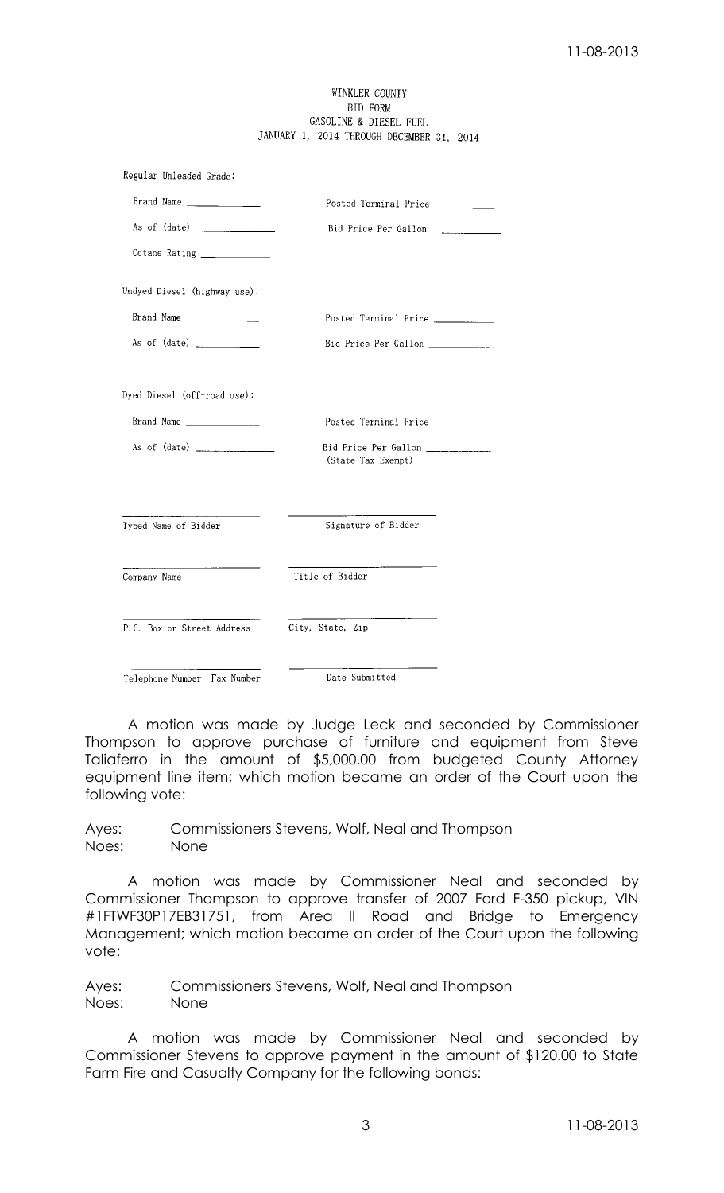WINKLER COUNTY
BID FORM
GASOLINE & DIESEL FUEL
JANUARY 1, 2014 THROUGH DECEMBER 31, 2014

Regular Unleaded Grade:

Brand Name ____________ Posted Terminal Price ____________

As of (date) ____________ Bid Price Per Gallon ____________

Octane Rating ____________

Undyed Diesel (highway use):

Brand Name ____________ Posted Terminal Price ____________

As of (date) ____________ Bid Price Per Gallon ____________

Dyed Diesel (off-road use):

Brand Name ____________ Posted Terminal Price ____________

As of (date) ____________ Bid Price Per Gallon ____________
(State Tax Exempt)

| ____________ | ____________ |
|---|---|
| Typed Name of Bidder | Signature of Bidder |
| ____________ | ____________ |
| Company Name | Title of Bidder |
| ____________ | ____________ |
| P.O. Box or Street Address | City, State, Zip |
| ____________ | ____________ |
| Telephone Number Fax Number | Date Submitted |

A motion was made by Judge Leck and seconded by Commissioner Thompson to approve purchase of furniture and equipment from Steve Taliaferro in the amount of $5,000.00 from budgeted County Attorney equipment line item; which motion became an order of the Court upon the following vote:

Ayes: Commissioners Stevens, Wolf, Neal and Thompson
Noes: None

A motion was made by Commissioner Neal and seconded by Commissioner Thompson to approve transfer of 2007 Ford F-350 pickup, VIN #1FTWF30P17EB31751, from Area II Road and Bridge to Emergency Management; which motion became an order of the Court upon the following vote:

Ayes: Commissioners Stevens, Wolf, Neal and Thompson
Noes: None

A motion was made by Commissioner Neal and seconded by Commissioner Stevens to approve payment in the amount of $120.00 to State Farm Fire and Casualty Company for the following bonds: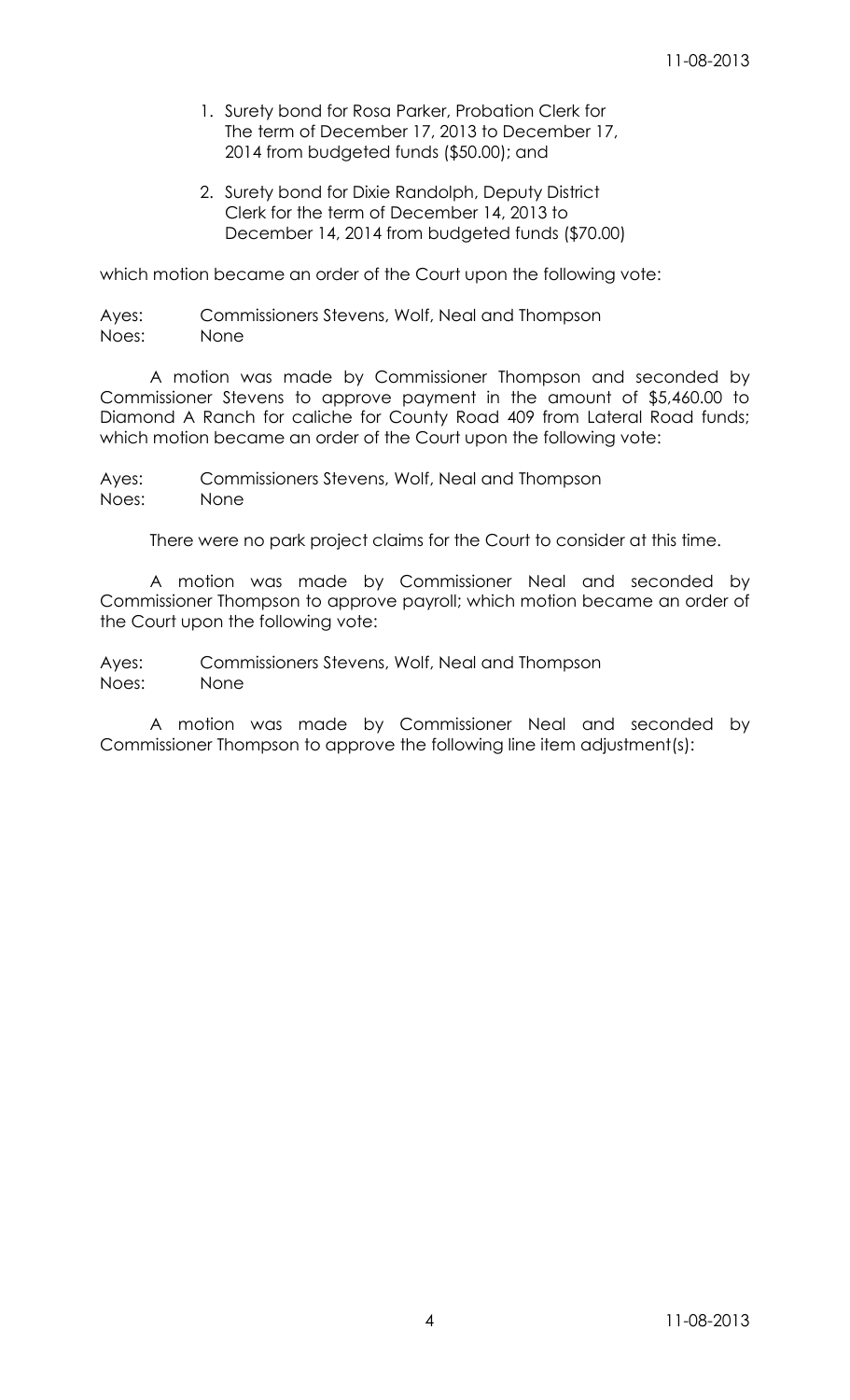1. Surety bond for Rosa Parker, Probation Clerk for The term of December 17, 2013 to December 17, 2014 from budgeted funds ($50.00); and

2. Surety bond for Dixie Randolph, Deputy District Clerk for the term of December 14, 2013 to December 14, 2014 from budgeted funds ($70.00)

which motion became an order of the Court upon the following vote:

Ayes: Commissioners Stevens, Wolf, Neal and Thompson
Noes: None

A motion was made by Commissioner Thompson and seconded by Commissioner Stevens to approve payment in the amount of $5,460.00 to Diamond A Ranch for caliche for County Road 409 from Lateral Road funds; which motion became an order of the Court upon the following vote:

Ayes: Commissioners Stevens, Wolf, Neal and Thompson
Noes: None

There were no park project claims for the Court to consider at this time.

A motion was made by Commissioner Neal and seconded by Commissioner Thompson to approve payroll; which motion became an order of the Court upon the following vote:

Ayes: Commissioners Stevens, Wolf, Neal and Thompson
Noes: None

A motion was made by Commissioner Neal and seconded by Commissioner Thompson to approve the following line item adjustment(s):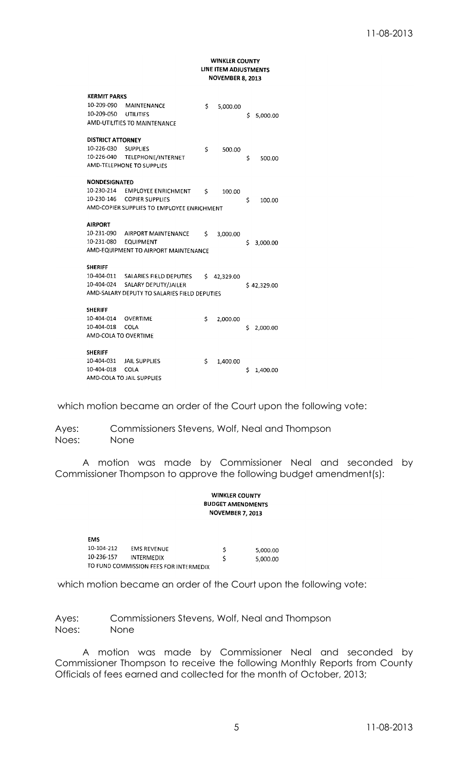**WINKLER COUNTY**
**LINE ITEM ADJUSTMENTS**
**NOVEMBER 8, 2013**

| | | | |
|---|---|---|---|
| **KERMIT PARKS** | | | |
| 10-209-090 | MAINTENANCE | $ 5,000.00 | |
| 10-209-050 | UTILITIES | | $ 5,000.00 |
| AMD-UTILITIES TO MAINTENANCE | | | |
| **DISTRICT ATTORNEY** | | | |
| 10-226-030 | SUPPLIES | $ 500.00 | |
| 10-226-040 | TELEPHONE/INTERNET | | $ 500.00 |
| AMD-TELEPHONE TO SUPPLIES | | | |
| **NONDESIGNATED** | | | |
| 10-230-214 | EMPLOYEE ENRICHMENT | $ 100.00 | |
| 10-230-146 | COPIER SUPPLIES | | $ 100.00 |
| AMD-COPIER SUPPLIES TO EMPLOYEE ENRICHMENT | | | |
| **AIRPORT** | | | |
| 10-231-090 | AIRPORT MAINTENANCE | $ 3,000.00 | |
| 10-231-080 | EQUIPMENT | | $ 3,000.00 |
| AMD-EQUIPMENT TO AIRPORT MAINTENANCE | | | |
| **SHERIFF** | | | |
| 10-404-011 | SALARIES FIELD DEPUTIES | $ 42,329.00 | |
| 10-404-024 | SALARY DEPUTY/JAILER | | $ 42,329.00 |
| AMD-SALARY DEPUTY TO SALARIES FIELD DEPUTIES | | | |
| **SHERIFF** | | | |
| 10-404-014 | OVERTIME | $ 2,000.00 | |
| 10-404-018 | COLA | | $ 2,000.00 |
| AMD-COLA TO OVERTIME | | | |
| **SHERIFF** | | | |
| 10-404-031 | JAIL SUPPLIES | $ 1,400.00 | |
| 10-404-018 | COLA | | $ 1,400.00 |
| AMD-COLA TO JAIL SUPPLIES | | | |

which motion became an order of the Court upon the following vote:

Ayes: Commissioners Stevens, Wolf, Neal and Thompson
Noes: None

A motion was made by Commissioner Neal and seconded by Commissioner Thompson to approve the following budget amendment(s):

**WINKLER COUNTY**
**BUDGET AMENDMENTS**
**NOVEMBER 7, 2013**

| | | |
|---|---|---|
| **EMS** | | |
| 10-104-212 | EMS REVENUE | $ 5,000.00 |
| 10-236-157 | INTERMEDIX | $ 5,000.00 |
| TO FUND COMMISSION FEES FOR INTERMEDIX | | |

which motion became an order of the Court upon the following vote:

Ayes: Commissioners Stevens, Wolf, Neal and Thompson
Noes: None

A motion was made by Commissioner Neal and seconded by Commissioner Thompson to receive the following Monthly Reports from County Officials of fees earned and collected for the month of October, 2013;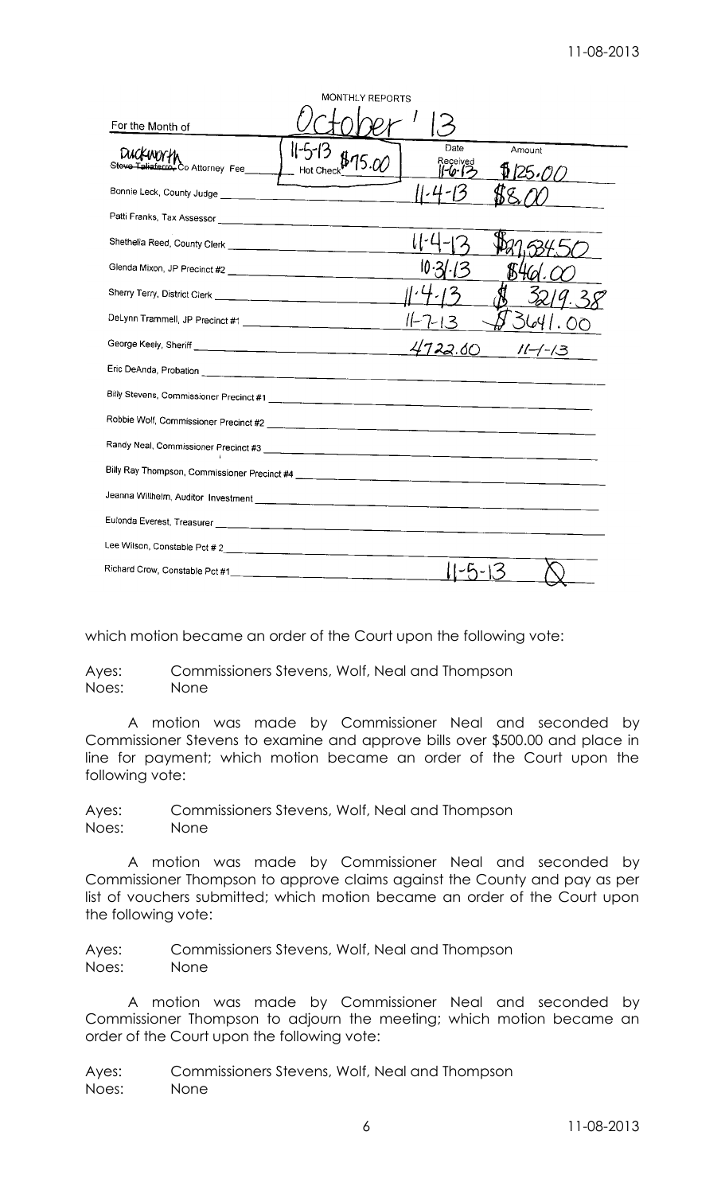MONTHLY REPORTS

For the Month of October '13

| Official | | Date Received | Amount |
|---|---|---|---|
| ~~Steve Taliaferro~~ Duckworth, Co Attorney Fee | 11-5-13 Hot Check $75.00 | 11-6-13 | $125.00 |
| Bonnie Leck, County Judge | | 11-4-13 | $8.00 |
| Patti Franks, Tax Assessor | | | |
| Shethelia Reed, County Clerk | | 11-4-13 | $21,534.50 |
| Glenda Mixon, JP Precinct #2 | | 10-31-13 | $461.00 |
| Sherry Terry, District Clerk | | 11-4-13 | $3219.38 |
| DeLynn Trammell, JP Precinct #1 | | 11-7-13 | $3641.00 |
| George Keely, Sheriff | | 4722.60 | 11-1-13 |
| Eric DeAnda, Probation | | | |
| Billy Stevens, Commissioner Precinct #1 | | | |
| Robbie Wolf, Commissioner Precinct #2 | | | |
| Randy Neal, Commissioner Precinct #3 | | | |
| Billy Ray Thompson, Commissioner Precinct #4 | | | |
| Jeanna Willhelm, Auditor Investment | | | |
| Eufonda Everest, Treasurer | | | |
| Lee Wilson, Constable Pct # 2 | | | |
| Richard Crow, Constable Pct #1 | | 11-5-13 | 0 |

which motion became an order of the Court upon the following vote:

Ayes: Commissioners Stevens, Wolf, Neal and Thompson
Noes: None

A motion was made by Commissioner Neal and seconded by Commissioner Stevens to examine and approve bills over $500.00 and place in line for payment; which motion became an order of the Court upon the following vote:

Ayes: Commissioners Stevens, Wolf, Neal and Thompson
Noes: None

A motion was made by Commissioner Neal and seconded by Commissioner Thompson to approve claims against the County and pay as per list of vouchers submitted; which motion became an order of the Court upon the following vote:

Ayes: Commissioners Stevens, Wolf, Neal and Thompson
Noes: None

A motion was made by Commissioner Neal and seconded by Commissioner Thompson to adjourn the meeting; which motion became an order of the Court upon the following vote:

Ayes: Commissioners Stevens, Wolf, Neal and Thompson
Noes: None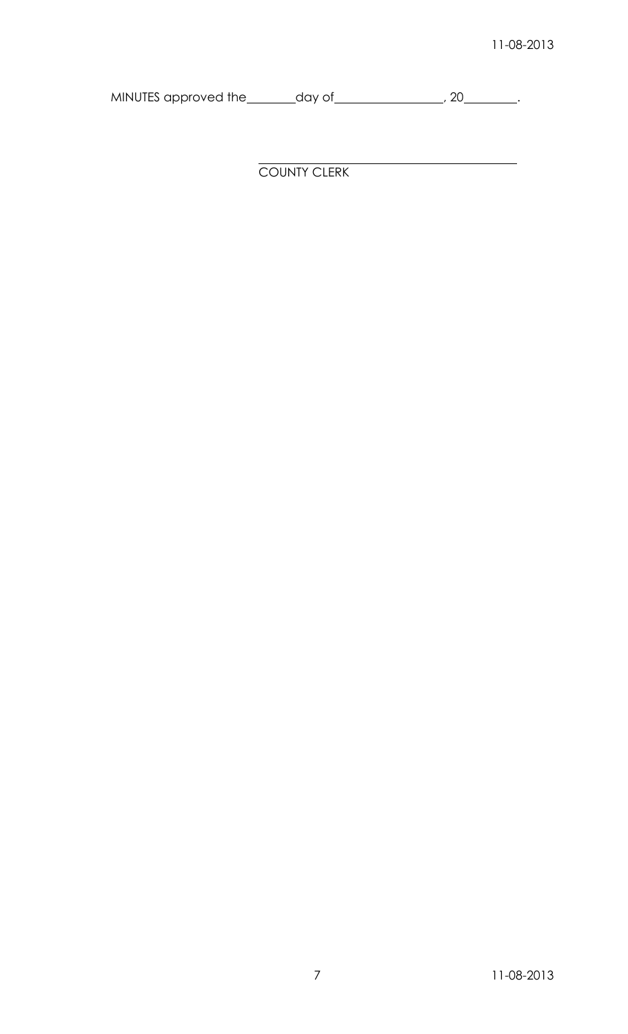MINUTES approved the_______day of________________, 20________.

_________________________________
COUNTY CLERK